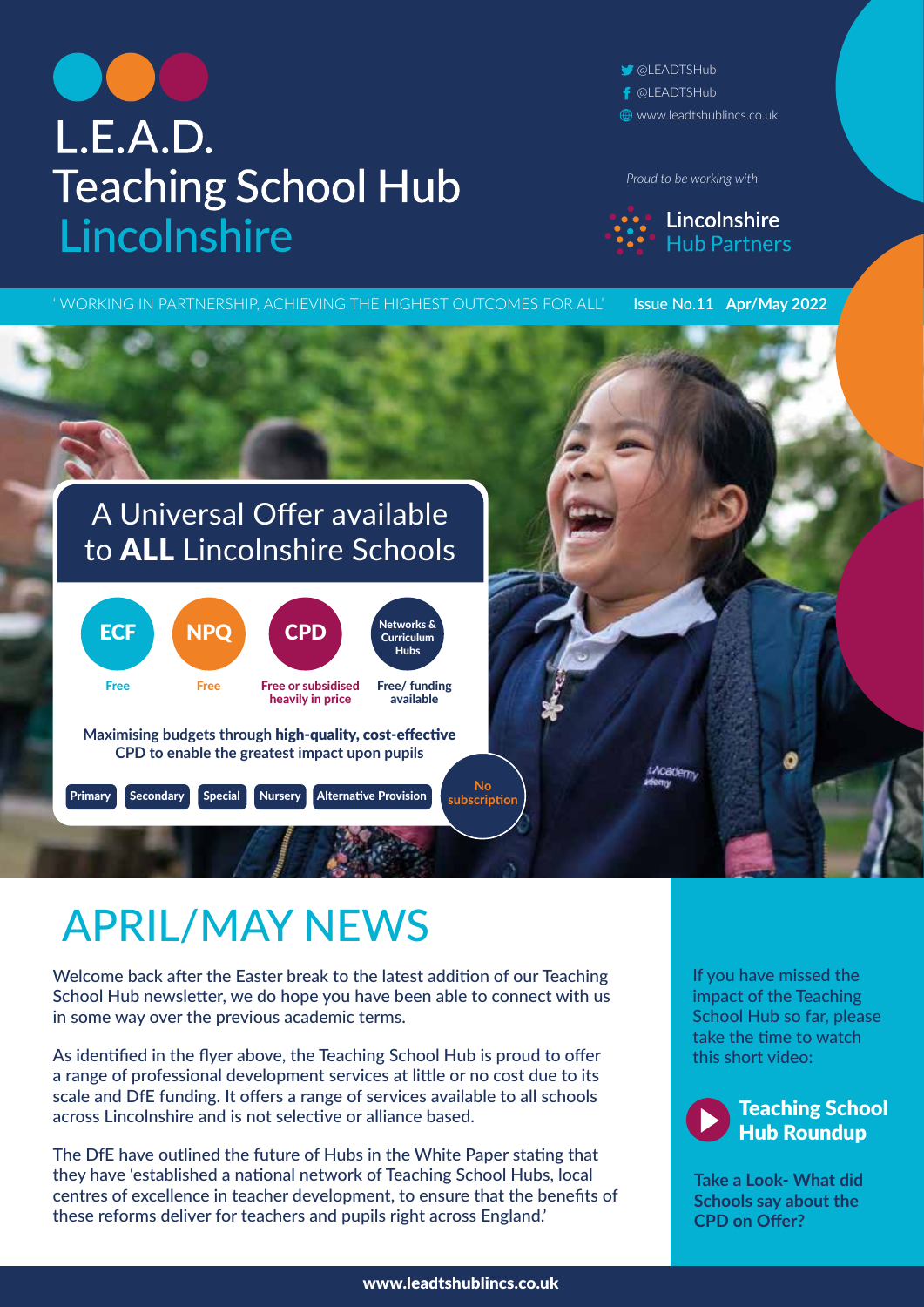# L.E.A.D. Teaching School Hub Lincolnshire

@LEADTSHub
@LEADTSHub
www.leadtshublincs.co.uk

*Proud to be working with*

Lincolnshire Hub Partners

'WORKING IN PARTNERSHIP, ACHIEVING THE HIGHEST OUTCOMES FOR ALL' **Issue No.11 Apr/May 2022**

## A Universal Offer available to **ALL** Lincolnshire Schools

- **ECF** – Free
- **NPQ** – Free
- **CPD** – Free or subsidised heavily in price
- **Networks & Curriculum Hubs** – Free/ funding available

Maximising budgets through **high-quality, cost-effective** CPD to enable the greatest impact upon pupils

Primary | Secondary | Special | Nursery | Alternative Provision

**No subscription**

# APRIL/MAY NEWS

Welcome back after the Easter break to the latest addition of our Teaching School Hub newsletter, we do hope you have been able to connect with us in some way over the previous academic terms.

As identified in the flyer above, the Teaching School Hub is proud to offer a range of professional development services at little or no cost due to its scale and DfE funding. It offers a range of services available to all schools across Lincolnshire and is not selective or alliance based.

The DfE have outlined the future of Hubs in the White Paper stating that they have 'established a national network of Teaching School Hubs, local centres of excellence in teacher development, to ensure that the benefits of these reforms deliver for teachers and pupils right across England.'

If you have missed the impact of the Teaching School Hub so far, please take the time to watch this short video:

**Teaching School Hub Roundup**

**Take a Look- What did Schools say about the CPD on Offer?**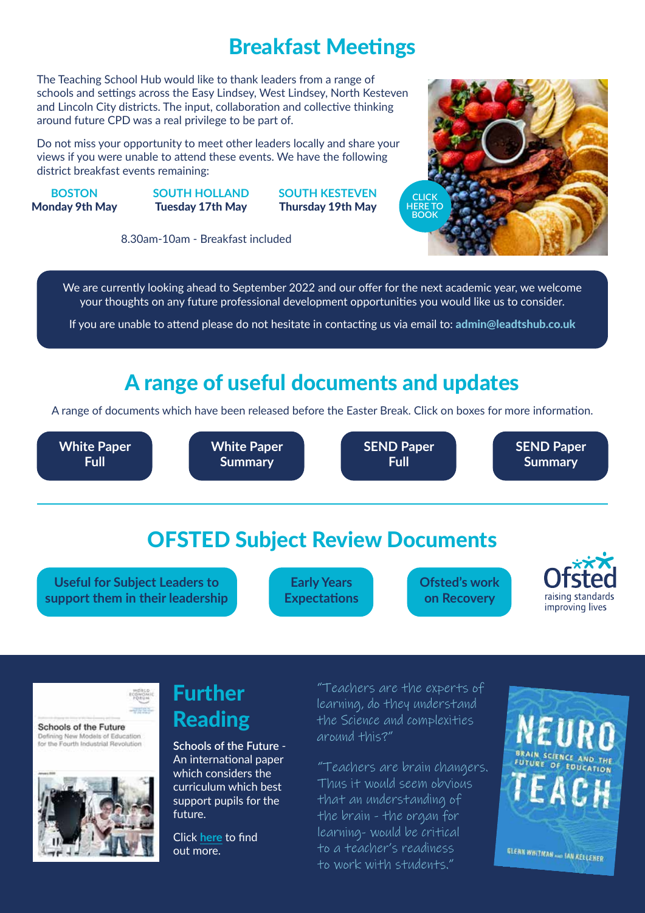# Breakfast Meetings

The Teaching School Hub would like to thank leaders from a range of schools and settings across the Easy Lindsey, West Lindsey, North Kesteven and Lincoln City districts. The input, collaboration and collective thinking around future CPD was a real privilege to be part of.

Do not miss your opportunity to meet other leaders locally and share your views if you were unable to attend these events. We have the following district breakfast events remaining:

| BOSTON | SOUTH HOLLAND | SOUTH KESTEVEN |
|---|---|---|
| Monday 9th May | Tuesday 17th May | Thursday 19th May |

8.30am-10am - Breakfast included

CLICK HERE TO BOOK

We are currently looking ahead to September 2022 and our offer for the next academic year, we welcome your thoughts on any future professional development opportunities you would like us to consider.

If you are unable to attend please do not hesitate in contacting us via email to: **admin@leadtshub.co.uk**

## A range of useful documents and updates

A range of documents which have been released before the Easter Break. Click on boxes for more information.

- **White Paper Full**
- **White Paper Summary**
- **SEND Paper Full**
- **SEND Paper Summary**

## OFSTED Subject Review Documents

- **Useful for Subject Leaders to support them in their leadership**
- **Early Years Expectations**
- **Ofsted's work on Recovery**

Ofsted raising standards improving lives

## Further Reading

Schools of the Future - An international paper which considers the curriculum which best support pupils for the future.

Click **here** to find out more.

"Teachers are the experts of learning, do they understand the Science and complexities around this?"

"Teachers are brain changers. Thus it would seem obvious that an understanding of the brain - the organ for learning- would be critical to a teacher's readiness to work with students."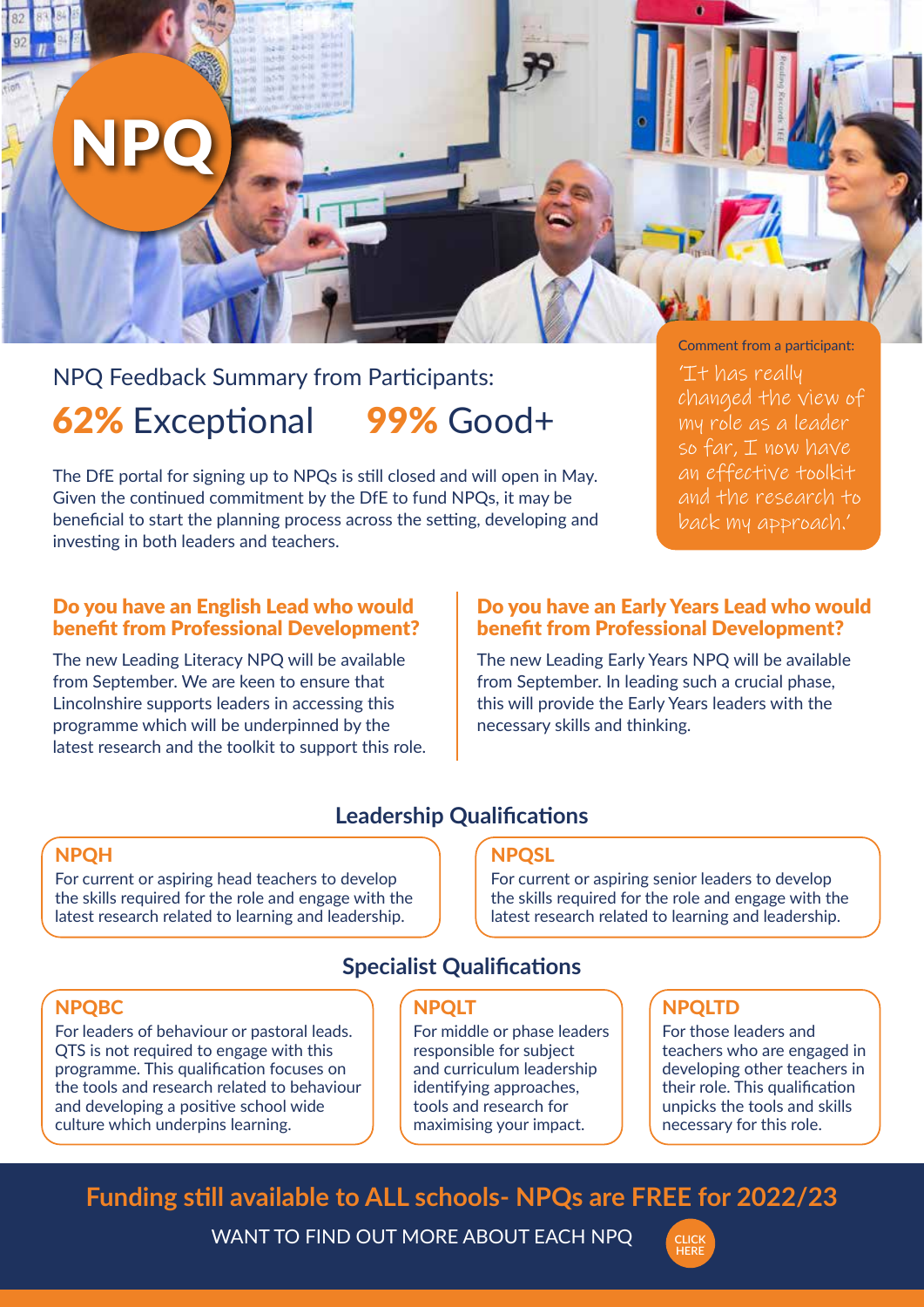# NPQ

## NPQ Feedback Summary from Participants:

**62%** Exceptional **99%** Good+

The DfE portal for signing up to NPQs is still closed and will open in May. Given the continued commitment by the DfE to fund NPQs, it may be beneficial to start the planning process across the setting, developing and investing in both leaders and teachers.

Comment from a participant:

*'It has really changed the view of my role as a leader so far, I now have an effective toolkit and the research to back my approach.'*

### Do you have an English Lead who would benefit from Professional Development?

The new Leading Literacy NPQ will be available from September. We are keen to ensure that Lincolnshire supports leaders in accessing this programme which will be underpinned by the latest research and the toolkit to support this role.

### Do you have an Early Years Lead who would benefit from Professional Development?

The new Leading Early Years NPQ will be available from September. In leading such a crucial phase, this will provide the Early Years leaders with the necessary skills and thinking.

## Leadership Qualifications

### NPQH

For current or aspiring head teachers to develop the skills required for the role and engage with the latest research related to learning and leadership.

### NPQSL

For current or aspiring senior leaders to develop the skills required for the role and engage with the latest research related to learning and leadership.

## Specialist Qualifications

### NPQBC

For leaders of behaviour or pastoral leads. QTS is not required to engage with this programme. This qualification focuses on the tools and research related to behaviour and developing a positive school wide culture which underpins learning.

### NPQLT

For middle or phase leaders responsible for subject and curriculum leadership identifying approaches, tools and research for maximising your impact.

### NPQLTD

For those leaders and teachers who are engaged in developing other teachers in their role. This qualification unpicks the tools and skills necessary for this role.

**Funding still available to ALL schools- NPQs are FREE for 2022/23**

WANT TO FIND OUT MORE ABOUT EACH NPQ CLICK HERE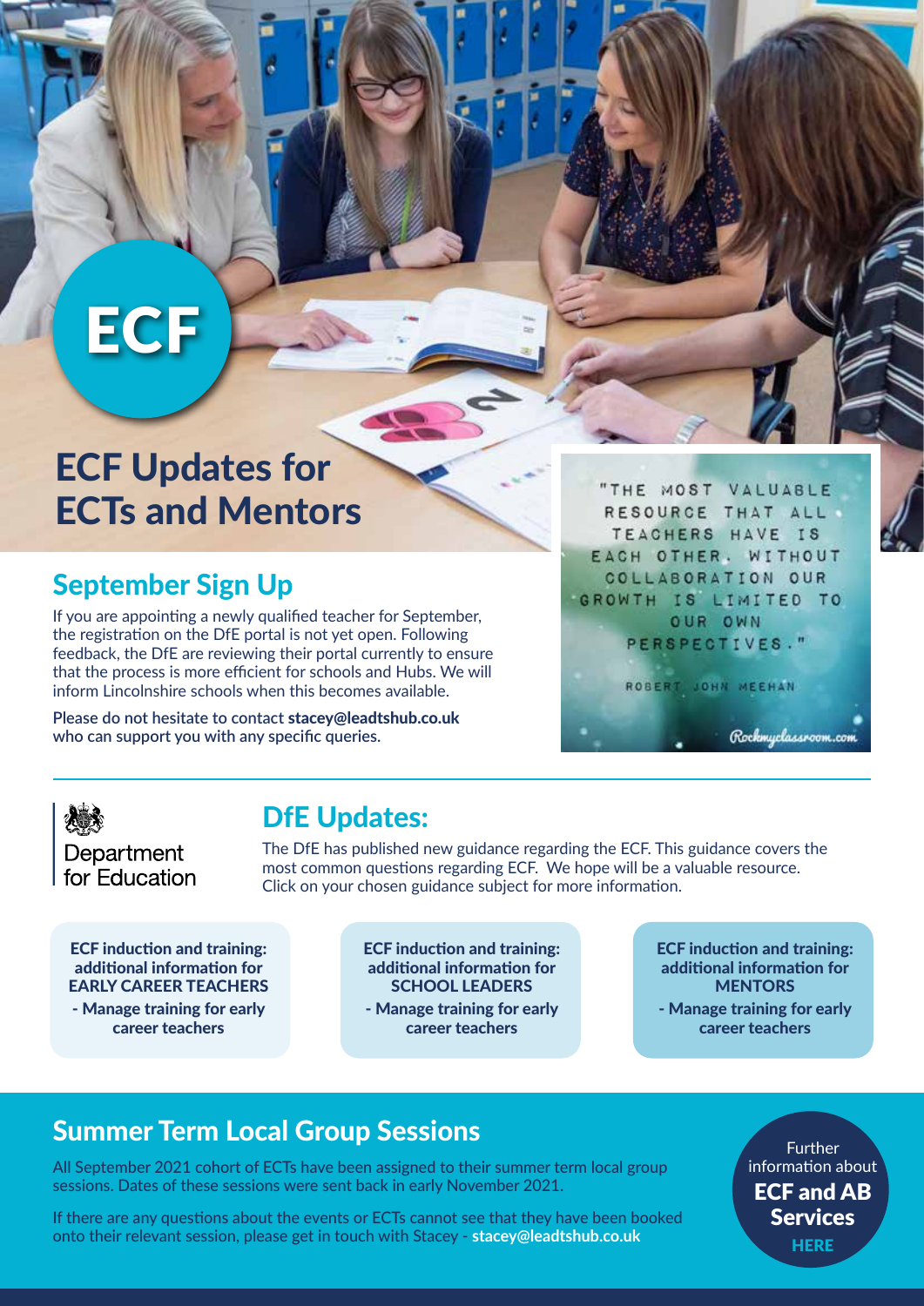# ECF

# ECF Updates for ECTs and Mentors

## September Sign Up

If you are appointing a newly qualified teacher for September, the registration on the DfE portal is not yet open. Following feedback, the DfE are reviewing their portal currently to ensure that the process is more efficient for schools and Hubs. We will inform Lincolnshire schools when this becomes available.

**Please do not hesitate to contact stacey@leadtshub.co.uk who can support you with any specific queries.**

"THE MOST VALUABLE RESOURCE THAT ALL TEACHERS HAVE IS EACH OTHER. WITHOUT COLLABORATION OUR GROWTH IS LIMITED TO OUR OWN PERSPECTIVES."

ROBERT JOHN MEEHAN

Rockmyclassroom.com

Department for Education

## DfE Updates:

The DfE has published new guidance regarding the ECF. This guidance covers the most common questions regarding ECF. We hope will be a valuable resource. Click on your chosen guidance subject for more information.

**ECF induction and training: additional information for EARLY CAREER TEACHERS**
**- Manage training for early career teachers**

**ECF induction and training: additional information for SCHOOL LEADERS**
**- Manage training for early career teachers**

**ECF induction and training: additional information for MENTORS**
**- Manage training for early career teachers**

## Summer Term Local Group Sessions

All September 2021 cohort of ECTs have been assigned to their summer term local group sessions. Dates of these sessions were sent back in early November 2021.

If there are any questions about the events or ECTs cannot see that they have been booked onto their relevant session, please get in touch with Stacey - **stacey@leadtshub.co.uk**

Further information about **ECF and AB Services** **HERE**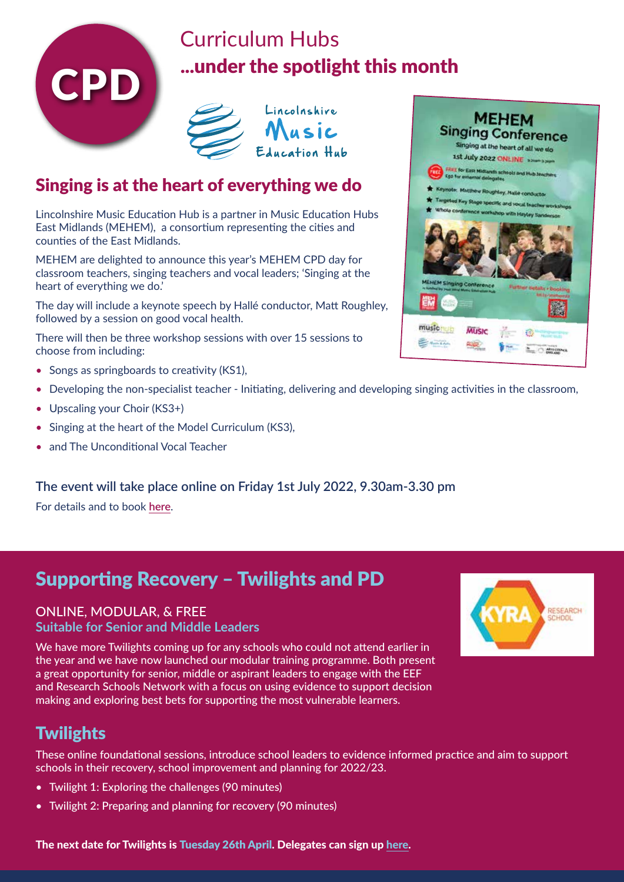CPD

# Curriculum Hubs

## ...under the spotlight this month

Lincolnshire Music Education Hub

## Singing is at the heart of everything we do

Lincolnshire Music Education Hub is a partner in Music Education Hubs East Midlands (MEHEM), a consortium representing the cities and counties of the East Midlands.

MEHEM are delighted to announce this year's MEHEM CPD day for classroom teachers, singing teachers and vocal leaders; 'Singing at the heart of everything we do.'

The day will include a keynote speech by Hallé conductor, Matt Roughley, followed by a session on good vocal health.

There will then be three workshop sessions with over 15 sessions to choose from including:

- Songs as springboards to creativity (KS1),
- Developing the non-specialist teacher - Initiating, delivering and developing singing activities in the classroom,
- Upscaling your Choir (KS3+)
- Singing at the heart of the Model Curriculum (KS3),
- and The Unconditional Vocal Teacher

### The event will take place online on Friday 1st July 2022, 9.30am-3.30 pm

For details and to book here.

## Supporting Recovery – Twilights and PD

ONLINE, MODULAR, & FREE
**Suitable for Senior and Middle Leaders**

We have more Twilights coming up for any schools who could not attend earlier in the year and we have now launched our modular training programme. Both present a great opportunity for senior, middle or aspirant leaders to engage with the EEF and Research Schools Network with a focus on using evidence to support decision making and exploring best bets for supporting the most vulnerable learners.

## Twilights

These online foundational sessions, introduce school leaders to evidence informed practice and aim to support schools in their recovery, school improvement and planning for 2022/23.

- Twilight 1: Exploring the challenges (90 minutes)
- Twilight 2: Preparing and planning for recovery (90 minutes)

**The next date for Twilights is Tuesday 26th April. Delegates can sign up here.**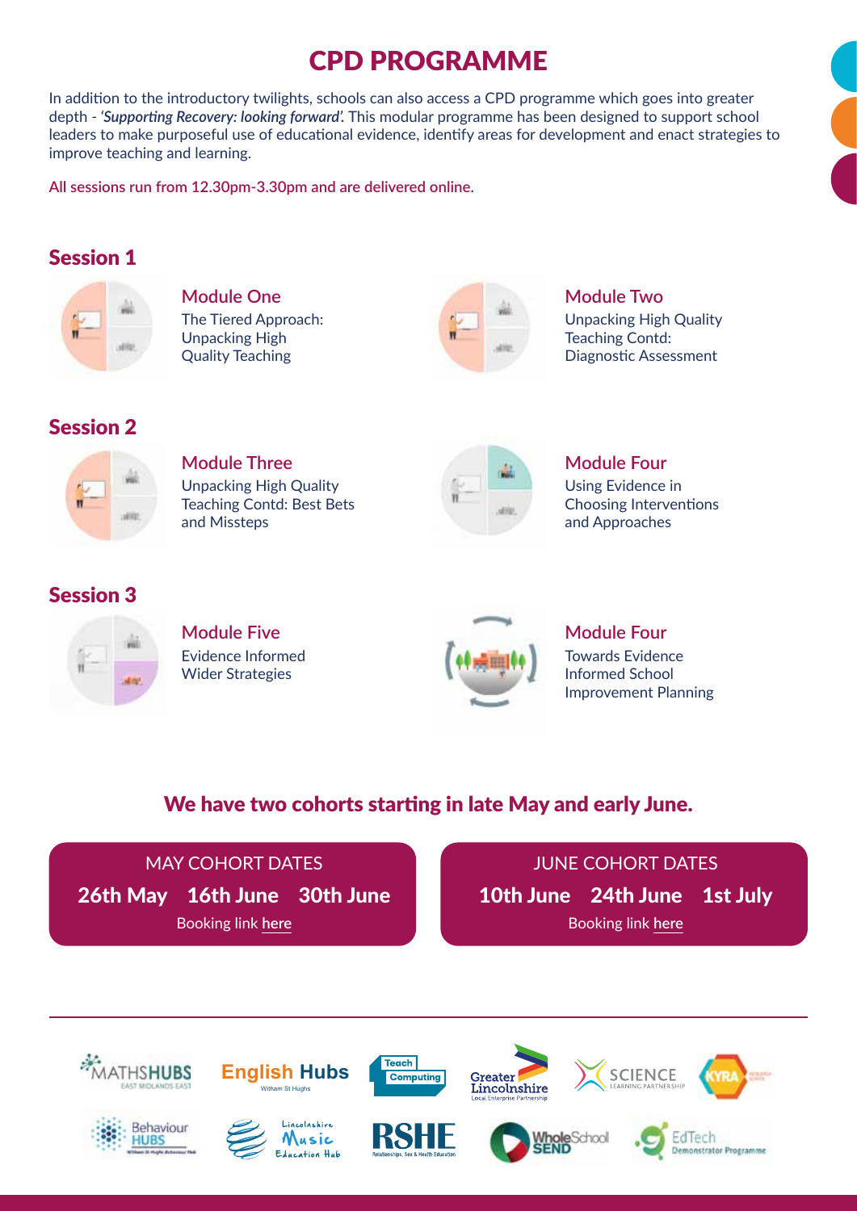# CPD PROGRAMME

In addition to the introductory twilights, schools can also access a CPD programme which goes into greater depth - ***'Supporting Recovery: looking forward'***. This modular programme has been designed to support school leaders to make purposeful use of educational evidence, identify areas for development and enact strategies to improve teaching and learning.

All sessions run from 12.30pm-3.30pm and are delivered online.

## Session 1

### Module One

The Tiered Approach: Unpacking High Quality Teaching

### Module Two

Unpacking High Quality Teaching Contd: Diagnostic Assessment

## Session 2

### Module Three

Unpacking High Quality Teaching Contd: Best Bets and Missteps

### Module Four

Using Evidence in Choosing Interventions and Approaches

## Session 3

### Module Five

Evidence Informed Wider Strategies

### Module Four

Towards Evidence Informed School Improvement Planning

## We have two cohorts starting in late May and early June.

**MAY COHORT DATES**

**26th May 16th June 30th June**

Booking link here

**JUNE COHORT DATES**

**10th June 24th June 1st July**

Booking link here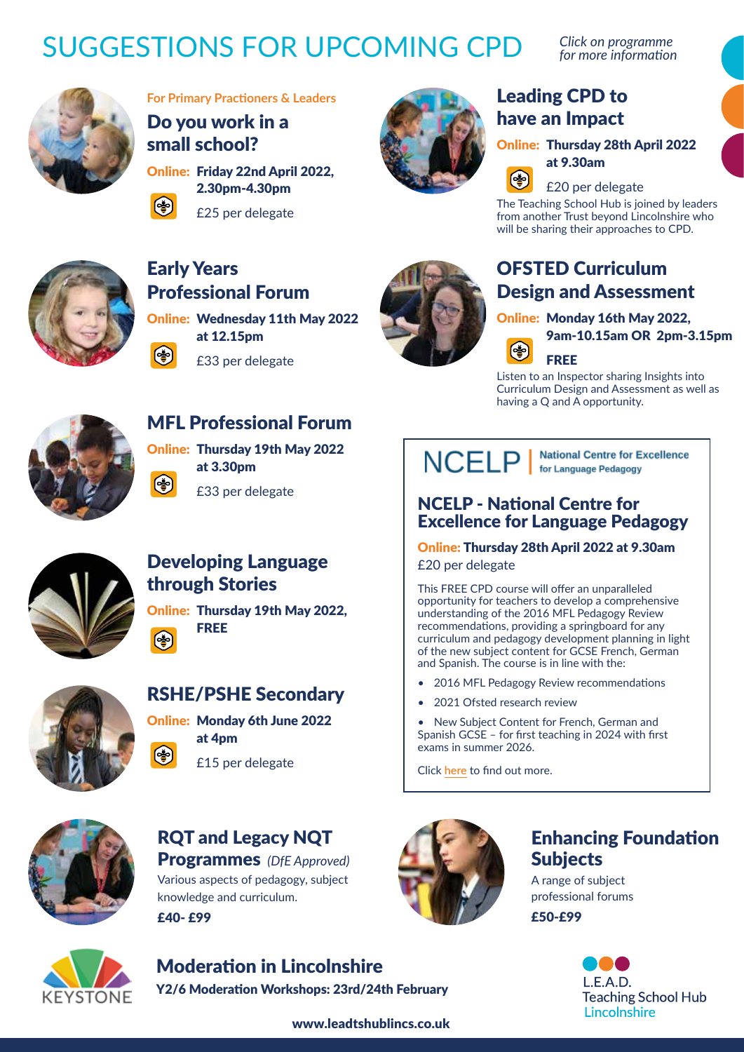# SUGGESTIONS FOR UPCOMING CPD

*Click on programme for more information*

For Primary Practioners & Leaders

## Do you work in a small school?

**Online:** **Friday 22nd April 2022, 2.30pm-4.30pm**

£25 per delegate

## Leading CPD to have an Impact

**Online:** **Thursday 28th April 2022 at 9.30am**

£20 per delegate

The Teaching School Hub is joined by leaders from another Trust beyond Lincolnshire who will be sharing their approaches to CPD.

## Early Years Professional Forum

**Online:** **Wednesday 11th May 2022 at 12.15pm**

£33 per delegate

## OFSTED Curriculum Design and Assessment

**Online:** **Monday 16th May 2022, 9am-10.15am OR 2pm-3.15pm**

**FREE**

Listen to an Inspector sharing Insights into Curriculum Design and Assessment as well as having a Q and A opportunity.

## MFL Professional Forum

**Online:** **Thursday 19th May 2022 at 3.30pm**

£33 per delegate

NCELP | National Centre for Excellence for Language Pedagogy

## NCELP - National Centre for Excellence for Language Pedagogy

**Online:** **Thursday 28th April 2022 at 9.30am**

£20 per delegate

This FREE CPD course will offer an unparalleled opportunity for teachers to develop a comprehensive understanding of the 2016 MFL Pedagogy Review recommendations, providing a springboard for any curriculum and pedagogy development planning in light of the new subject content for GCSE French, German and Spanish. The course is in line with the:

- 2016 MFL Pedagogy Review recommendations
- 2021 Ofsted research review
- New Subject Content for French, German and Spanish GCSE – for first teaching in 2024 with first exams in summer 2026.

Click here to find out more.

## Developing Language through Stories

**Online:** **Thursday 19th May 2022, FREE**

## RSHE/PSHE Secondary

**Online:** **Monday 6th June 2022 at 4pm**

£15 per delegate

## RQT and Legacy NQT Programmes *(DfE Approved)*

Various aspects of pedagogy, subject knowledge and curriculum.

**£40- £99**

## Enhancing Foundation Subjects

A range of subject professional forums

**£50-£99**

KEYSTONE

## Moderation in Lincolnshire

**Y2/6 Moderation Workshops: 23rd/24th February**

L.E.A.D. Teaching School Hub Lincolnshire

**www.leadtshublincs.co.uk**